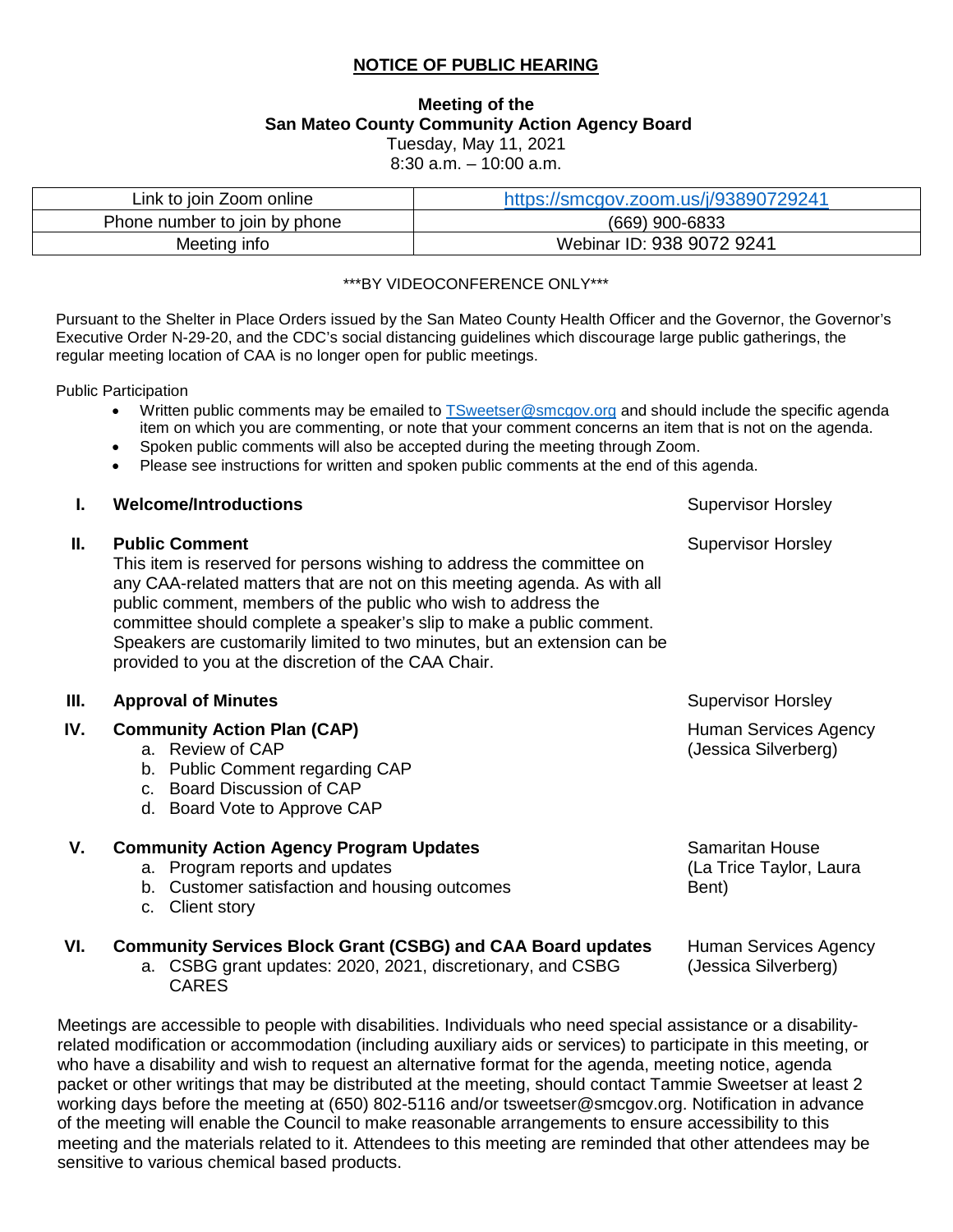# NOTICE OF PUBLIC HEARING

**Meeting of the**
**San Mateo County Community Action Agency Board**
Tuesday, May 11, 2021
8:30 a.m. – 10:00 a.m.

| Link to join Zoom online | https://smcgov.zoom.us/j/93890729241 |
|---|---|
| Phone number to join by phone | (669) 900-6833 |
| Meeting info | Webinar ID: 938 9072 9241 |

\*\*\*BY VIDEOCONFERENCE ONLY\*\*\*

Pursuant to the Shelter in Place Orders issued by the San Mateo County Health Officer and the Governor, the Governor's Executive Order N-29-20, and the CDC's social distancing guidelines which discourage large public gatherings, the regular meeting location of CAA is no longer open for public meetings.

Public Participation

- Written public comments may be emailed to TSweetser@smcgov.org and should include the specific agenda item on which you are commenting, or note that your comment concerns an item that is not on the agenda.
- Spoken public comments will also be accepted during the meeting through Zoom.
- Please see instructions for written and spoken public comments at the end of this agenda.

**I. Welcome/Introductions** — Supervisor Horsley

**II. Public Comment** — Supervisor Horsley

This item is reserved for persons wishing to address the committee on any CAA-related matters that are not on this meeting agenda. As with all public comment, members of the public who wish to address the committee should complete a speaker's slip to make a public comment. Speakers are customarily limited to two minutes, but an extension can be provided to you at the discretion of the CAA Chair.

**III. Approval of Minutes** — Supervisor Horsley

**IV. Community Action Plan (CAP)** — Human Services Agency (Jessica Silverberg)

a. Review of CAP
b. Public Comment regarding CAP
c. Board Discussion of CAP
d. Board Vote to Approve CAP

**V. Community Action Agency Program Updates** — Samaritan House (La Trice Taylor, Laura Bent)

a. Program reports and updates
b. Customer satisfaction and housing outcomes
c. Client story

**VI. Community Services Block Grant (CSBG) and CAA Board updates** — Human Services Agency (Jessica Silverberg)

a. CSBG grant updates: 2020, 2021, discretionary, and CSBG CARES

Meetings are accessible to people with disabilities. Individuals who need special assistance or a disability-related modification or accommodation (including auxiliary aids or services) to participate in this meeting, or who have a disability and wish to request an alternative format for the agenda, meeting notice, agenda packet or other writings that may be distributed at the meeting, should contact Tammie Sweetser at least 2 working days before the meeting at (650) 802-5116 and/or tsweetser@smcgov.org. Notification in advance of the meeting will enable the Council to make reasonable arrangements to ensure accessibility to this meeting and the materials related to it. Attendees to this meeting are reminded that other attendees may be sensitive to various chemical based products.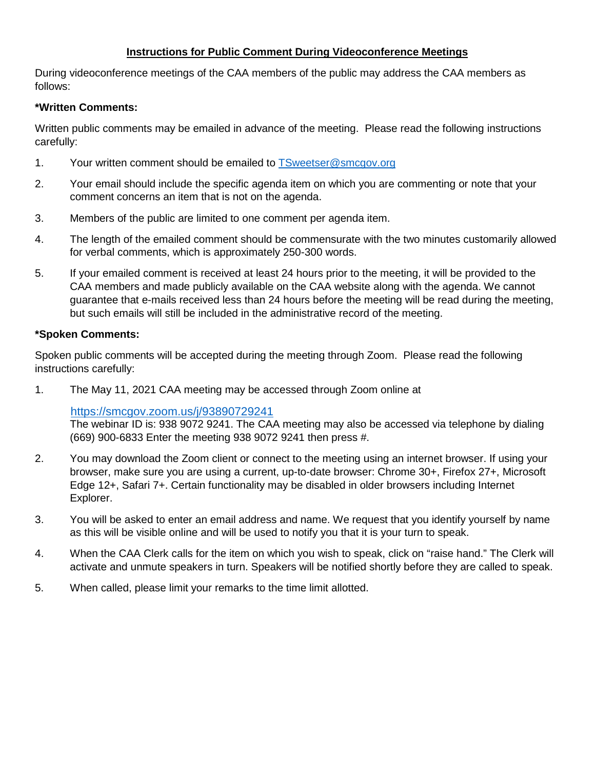## Instructions for Public Comment During Videoconference Meetings

During videoconference meetings of the CAA members of the public may address the CAA members as follows:

**\*Written Comments:**

Written public comments may be emailed in advance of the meeting. Please read the following instructions carefully:

1. Your written comment should be emailed to [TSweetser@smcgov.org](mailto:TSweetser@smcgov.org)
2. Your email should include the specific agenda item on which you are commenting or note that your comment concerns an item that is not on the agenda.
3. Members of the public are limited to one comment per agenda item.
4. The length of the emailed comment should be commensurate with the two minutes customarily allowed for verbal comments, which is approximately 250-300 words.
5. If your emailed comment is received at least 24 hours prior to the meeting, it will be provided to the CAA members and made publicly available on the CAA website along with the agenda. We cannot guarantee that e-mails received less than 24 hours before the meeting will be read during the meeting, but such emails will still be included in the administrative record of the meeting.

**\*Spoken Comments:**

Spoken public comments will be accepted during the meeting through Zoom. Please read the following instructions carefully:

1. The May 11, 2021 CAA meeting may be accessed through Zoom online at

   [https://smcgov.zoom.us/j/93890729241](https://smcgov.zoom.us/j/93890729241)
   The webinar ID is: 938 9072 9241. The CAA meeting may also be accessed via telephone by dialing (669) 900-6833 Enter the meeting 938 9072 9241 then press #.
2. You may download the Zoom client or connect to the meeting using an internet browser. If using your browser, make sure you are using a current, up-to-date browser: Chrome 30+, Firefox 27+, Microsoft Edge 12+, Safari 7+. Certain functionality may be disabled in older browsers including Internet Explorer.
3. You will be asked to enter an email address and name. We request that you identify yourself by name as this will be visible online and will be used to notify you that it is your turn to speak.
4. When the CAA Clerk calls for the item on which you wish to speak, click on "raise hand." The Clerk will activate and unmute speakers in turn. Speakers will be notified shortly before they are called to speak.
5. When called, please limit your remarks to the time limit allotted.